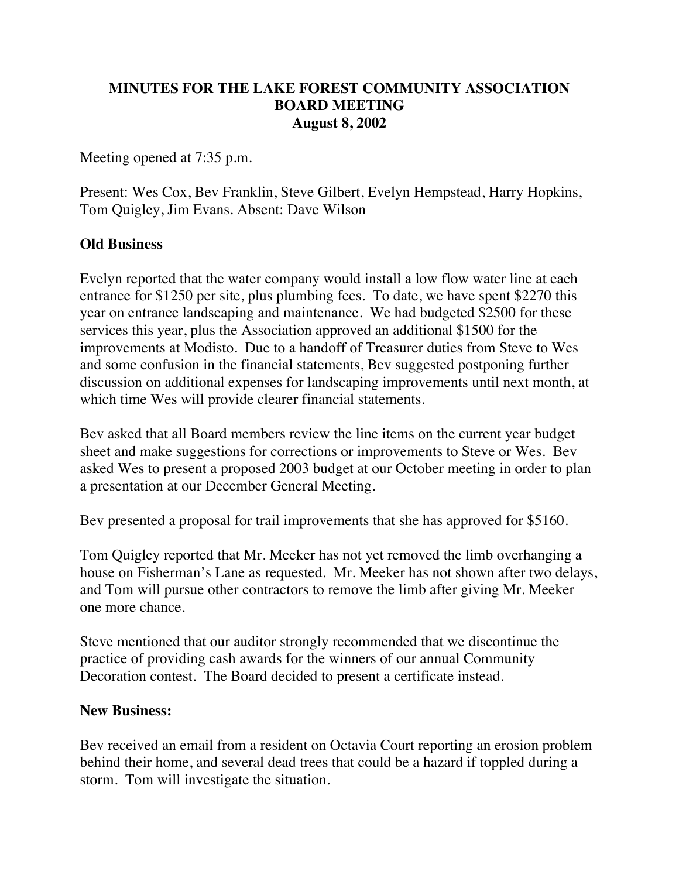# MINUTES FOR THE LAKE FOREST COMMUNITY ASSOCIATION BOARD MEETING
## August 8, 2002

Meeting opened at 7:35 p.m.

Present: Wes Cox, Bev Franklin, Steve Gilbert, Evelyn Hempstead, Harry Hopkins, Tom Quigley, Jim Evans. Absent: Dave Wilson

**Old Business**

Evelyn reported that the water company would install a low flow water line at each entrance for $1250 per site, plus plumbing fees. To date, we have spent $2270 this year on entrance landscaping and maintenance. We had budgeted $2500 for these services this year, plus the Association approved an additional $1500 for the improvements at Modisto. Due to a handoff of Treasurer duties from Steve to Wes and some confusion in the financial statements, Bev suggested postponing further discussion on additional expenses for landscaping improvements until next month, at which time Wes will provide clearer financial statements.

Bev asked that all Board members review the line items on the current year budget sheet and make suggestions for corrections or improvements to Steve or Wes. Bev asked Wes to present a proposed 2003 budget at our October meeting in order to plan a presentation at our December General Meeting.

Bev presented a proposal for trail improvements that she has approved for $5160.

Tom Quigley reported that Mr. Meeker has not yet removed the limb overhanging a house on Fisherman's Lane as requested. Mr. Meeker has not shown after two delays, and Tom will pursue other contractors to remove the limb after giving Mr. Meeker one more chance.

Steve mentioned that our auditor strongly recommended that we discontinue the practice of providing cash awards for the winners of our annual Community Decoration contest. The Board decided to present a certificate instead.

**New Business:**

Bev received an email from a resident on Octavia Court reporting an erosion problem behind their home, and several dead trees that could be a hazard if toppled during a storm. Tom will investigate the situation.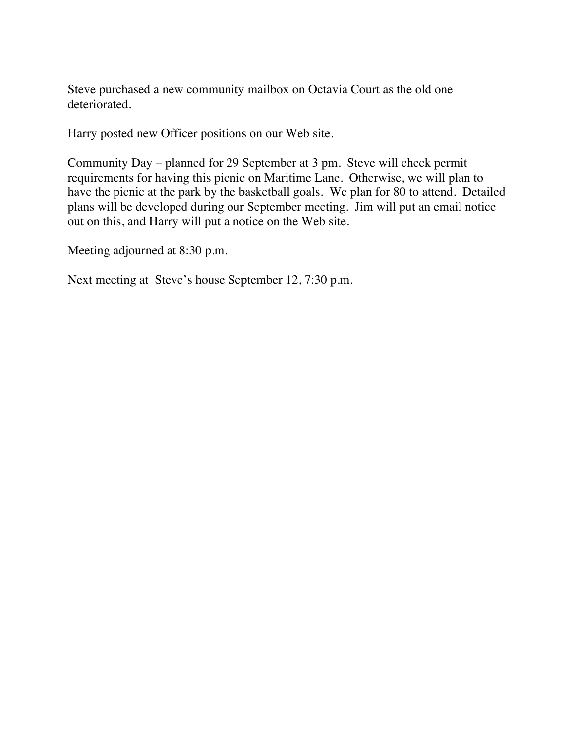Steve purchased a new community mailbox on Octavia Court as the old one deteriorated.

Harry posted new Officer positions on our Web site.

Community Day – planned for 29 September at 3 pm. Steve will check permit requirements for having this picnic on Maritime Lane. Otherwise, we will plan to have the picnic at the park by the basketball goals. We plan for 80 to attend. Detailed plans will be developed during our September meeting. Jim will put an email notice out on this, and Harry will put a notice on the Web site.

Meeting adjourned at 8:30 p.m.

Next meeting at Steve's house September 12, 7:30 p.m.